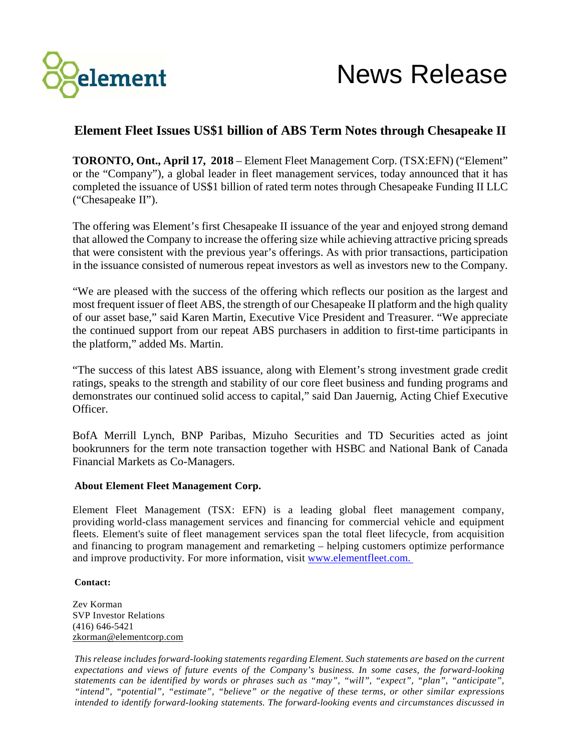# News Release

## Element Fleet Issues US$1 billion of ABS Term Notes through Chesapeake II

**TORONTO, Ont., April 17, 2018** – Element Fleet Management Corp. (TSX:EFN) ("Element" or the "Company"), a global leader in fleet management services, today announced that it has completed the issuance of US$1 billion of rated term notes through Chesapeake Funding II LLC ("Chesapeake II").

The offering was Element's first Chesapeake II issuance of the year and enjoyed strong demand that allowed the Company to increase the offering size while achieving attractive pricing spreads that were consistent with the previous year's offerings. As with prior transactions, participation in the issuance consisted of numerous repeat investors as well as investors new to the Company.

"We are pleased with the success of the offering which reflects our position as the largest and most frequent issuer of fleet ABS, the strength of our Chesapeake II platform and the high quality of our asset base," said Karen Martin, Executive Vice President and Treasurer. "We appreciate the continued support from our repeat ABS purchasers in addition to first-time participants in the platform," added Ms. Martin.

"The success of this latest ABS issuance, along with Element's strong investment grade credit ratings, speaks to the strength and stability of our core fleet business and funding programs and demonstrates our continued solid access to capital," said Dan Jauernig, Acting Chief Executive Officer.

BofA Merrill Lynch, BNP Paribas, Mizuho Securities and TD Securities acted as joint bookrunners for the term note transaction together with HSBC and National Bank of Canada Financial Markets as Co-Managers.

### About Element Fleet Management Corp.

Element Fleet Management (TSX: EFN) is a leading global fleet management company, providing world-class management services and financing for commercial vehicle and equipment fleets. Element's suite of fleet management services span the total fleet lifecycle, from acquisition and financing to program management and remarketing – helping customers optimize performance and improve productivity. For more information, visit www.elementfleet.com.

**Contact:**

Zev Korman
SVP Investor Relations
(416) 646-5421
zkorman@elementcorp.com

*This release includes forward-looking statements regarding Element. Such statements are based on the current expectations and views of future events of the Company's business. In some cases, the forward-looking statements can be identified by words or phrases such as "may", "will", "expect", "plan", "anticipate", "intend", "potential", "estimate", "believe" or the negative of these terms, or other similar expressions intended to identify forward-looking statements. The forward-looking events and circumstances discussed in*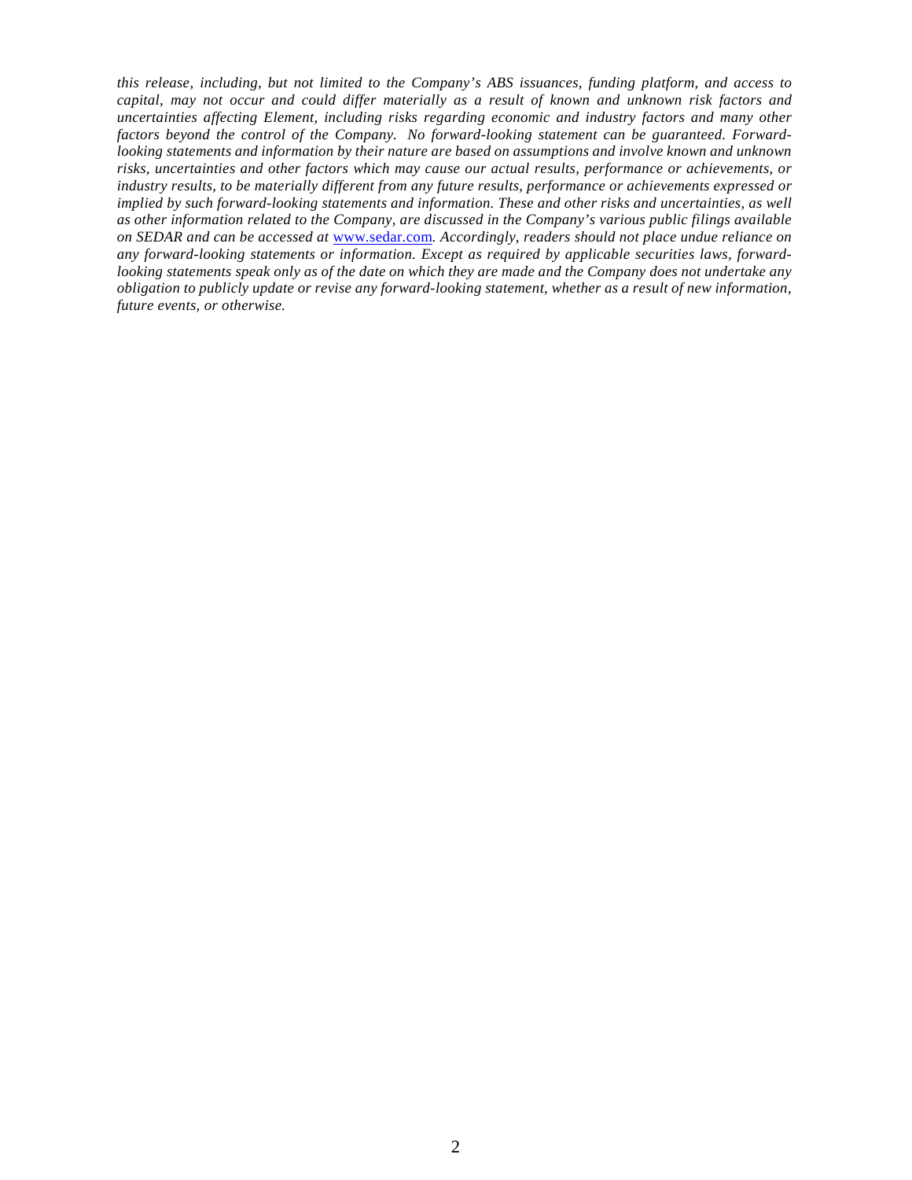*this release, including, but not limited to the Company's ABS issuances, funding platform, and access to capital, may not occur and could differ materially as a result of known and unknown risk factors and uncertainties affecting Element, including risks regarding economic and industry factors and many other factors beyond the control of the Company. No forward-looking statement can be guaranteed. Forward-looking statements and information by their nature are based on assumptions and involve known and unknown risks, uncertainties and other factors which may cause our actual results, performance or achievements, or industry results, to be materially different from any future results, performance or achievements expressed or implied by such forward-looking statements and information. These and other risks and uncertainties, as well as other information related to the Company, are discussed in the Company's various public filings available on SEDAR and can be accessed at* www.sedar.com*. Accordingly, readers should not place undue reliance on any forward-looking statements or information. Except as required by applicable securities laws, forward-looking statements speak only as of the date on which they are made and the Company does not undertake any obligation to publicly update or revise any forward-looking statement, whether as a result of new information, future events, or otherwise.*